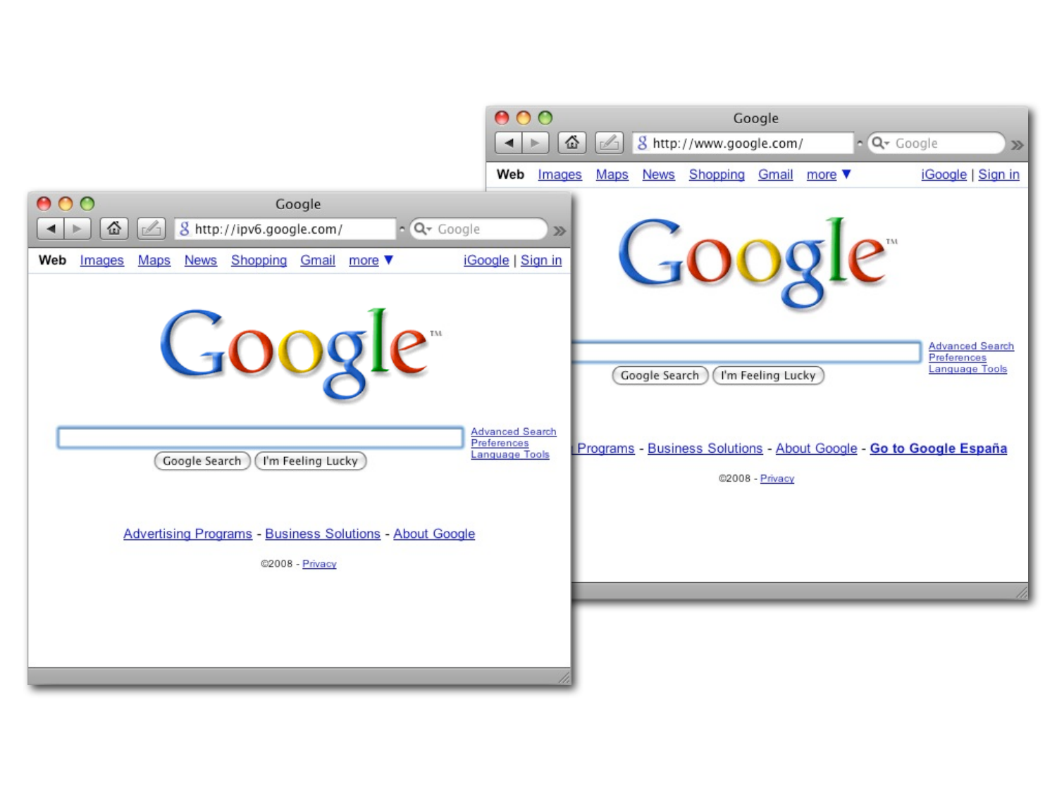Google

http://ipv6.google.com/

Web Images Maps News Shopping Gmail more ▼ iGoogle | Sign in

Google

Google Search I'm Feeling Lucky

Advanced Search
Preferences
Language Tools

Advertising Programs - Business Solutions - About Google

©2008 - Privacy

Google

http://www.google.com/

Web Images Maps News Shopping Gmail more ▼ iGoogle | Sign in

Google

Google Search I'm Feeling Lucky

Advanced Search
Preferences
Language Tools

Programs - Business Solutions - About Google - Go to Google España

©2008 - Privacy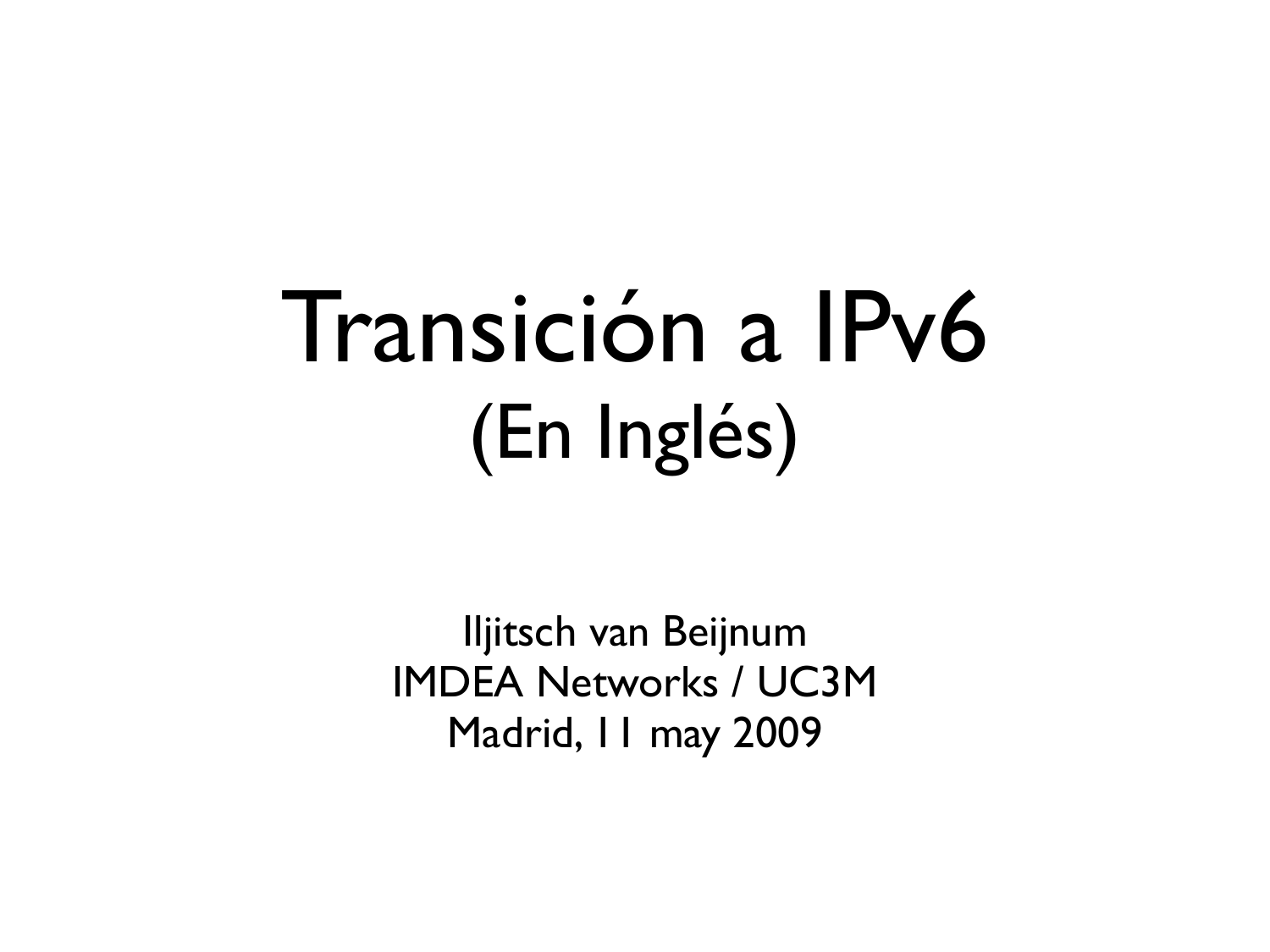# Transición a IPv6

## (En Inglés)

Iljitsch van Beijnum
IMDEA Networks / UC3M
Madrid, 11 may 2009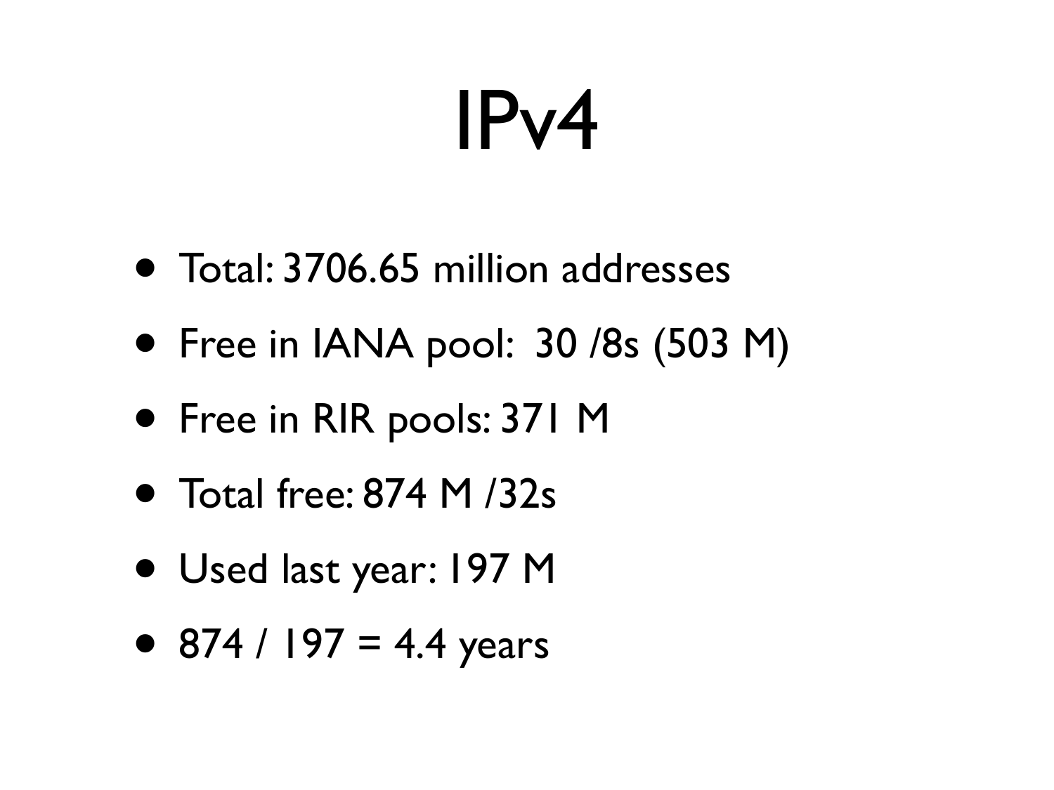# IPv4

- Total: 3706.65 million addresses
- Free in IANA pool: 30 /8s (503 M)
- Free in RIR pools: 371 M
- Total free: 874 M /32s
- Used last year: 197 M
- 874 / 197 = 4.4 years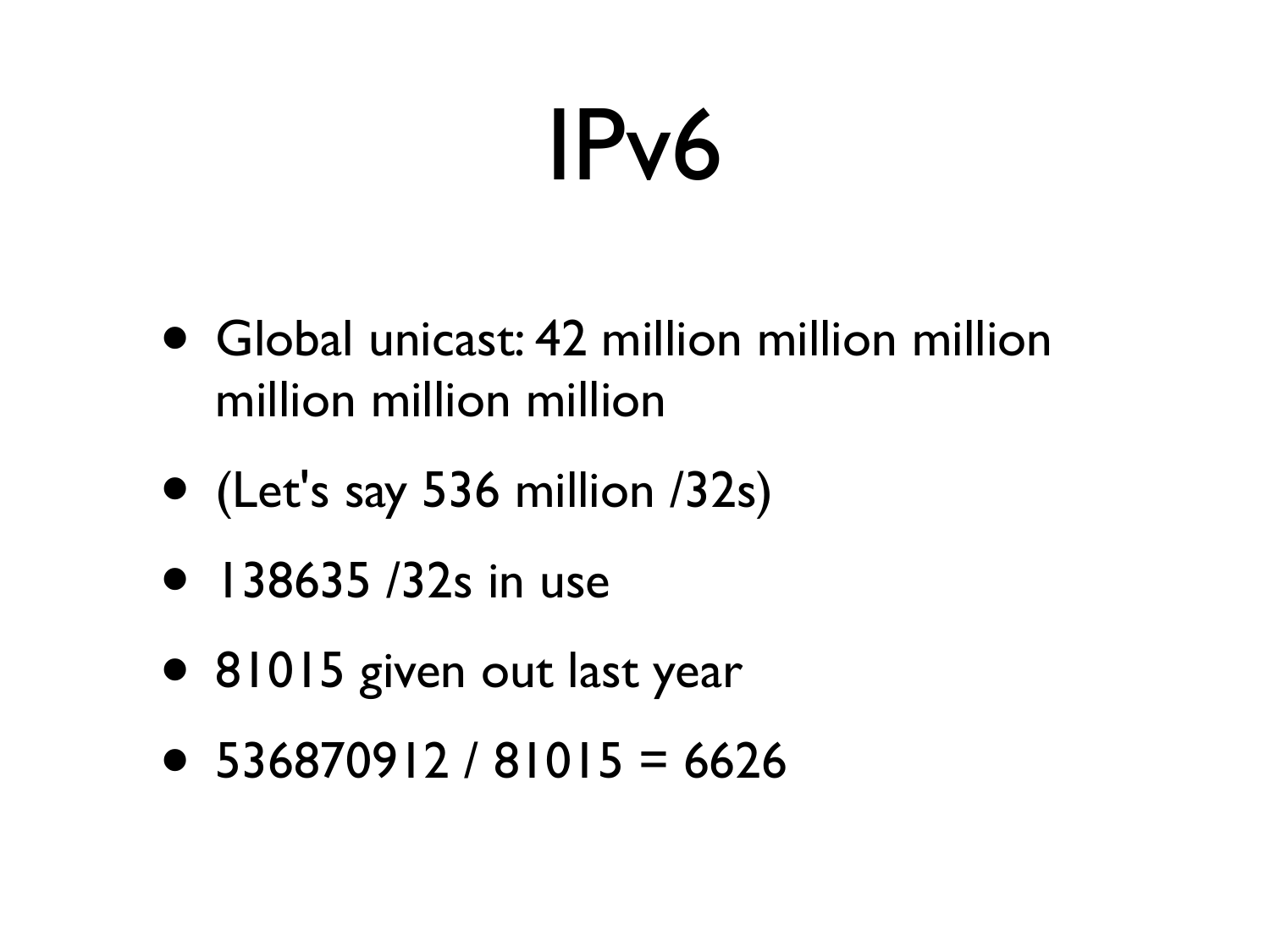# IPv6

- Global unicast: 42 million million million million million million
- (Let's say 536 million /32s)
- 138635 /32s in use
- 81015 given out last year
- 536870912 / 81015 = 6626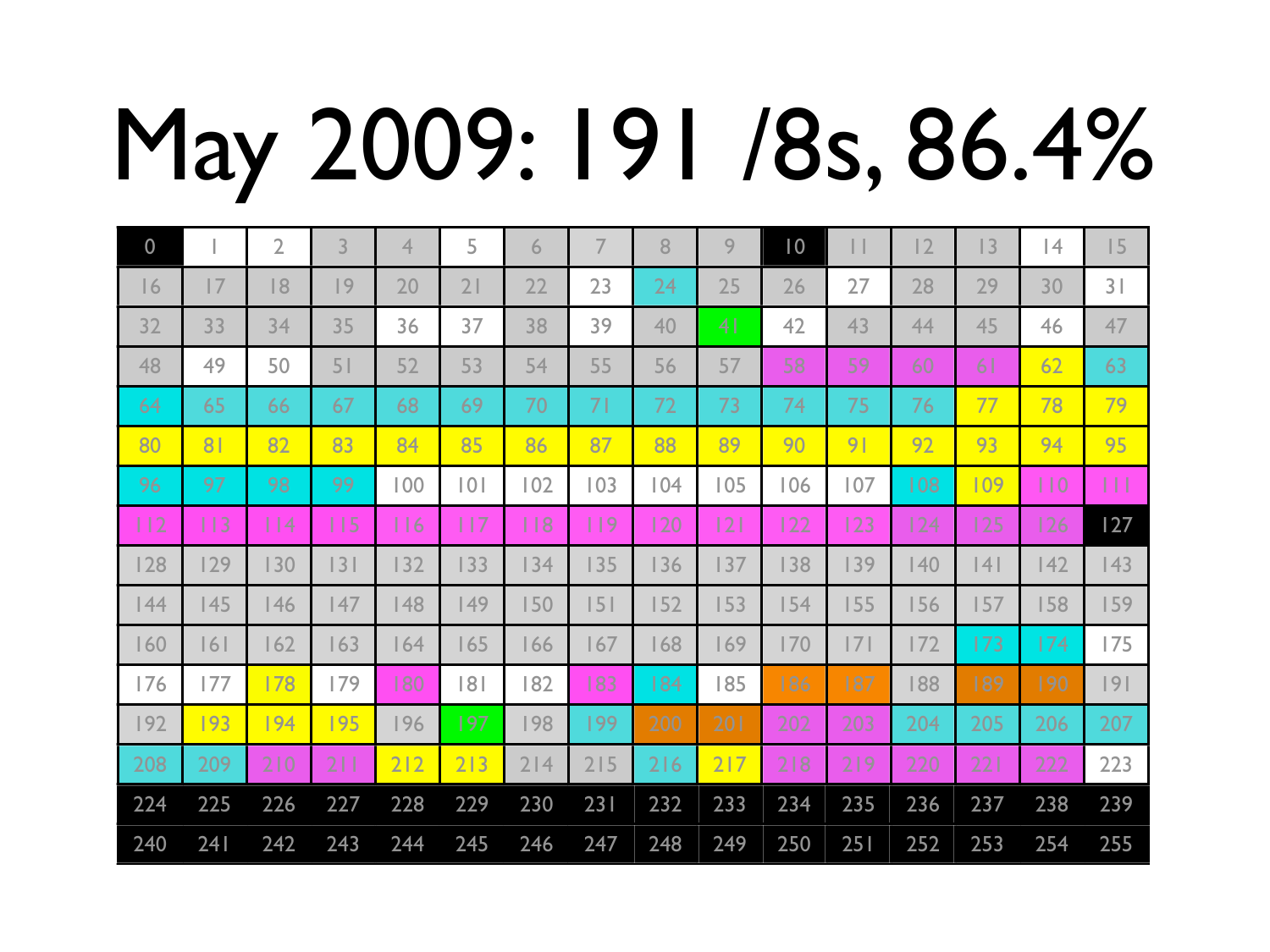# May 2009: 191 /8s, 86.4%

| | | | | | | | | | | | | | | | |
|---|---|---|---|---|---|---|---|---|---|---|---|---|---|---|---|
| 0 | 1 | 2 | 3 | 4 | 5 | 6 | 7 | 8 | 9 | 10 | 11 | 12 | 13 | 14 | 15 |
| 16 | 17 | 18 | 19 | 20 | 21 | 22 | 23 | 24 | 25 | 26 | 27 | 28 | 29 | 30 | 31 |
| 32 | 33 | 34 | 35 | 36 | 37 | 38 | 39 | 40 | 41 | 42 | 43 | 44 | 45 | 46 | 47 |
| 48 | 49 | 50 | 51 | 52 | 53 | 54 | 55 | 56 | 57 | 58 | 59 | 60 | 61 | 62 | 63 |
| 64 | 65 | 66 | 67 | 68 | 69 | 70 | 71 | 72 | 73 | 74 | 75 | 76 | 77 | 78 | 79 |
| 80 | 81 | 82 | 83 | 84 | 85 | 86 | 87 | 88 | 89 | 90 | 91 | 92 | 93 | 94 | 95 |
| 96 | 97 | 98 | 99 | 100 | 101 | 102 | 103 | 104 | 105 | 106 | 107 | 108 | 109 | 110 | 111 |
| 112 | 113 | 114 | 115 | 116 | 117 | 118 | 119 | 120 | 121 | 122 | 123 | 124 | 125 | 126 | 127 |
| 128 | 129 | 130 | 131 | 132 | 133 | 134 | 135 | 136 | 137 | 138 | 139 | 140 | 141 | 142 | 143 |
| 144 | 145 | 146 | 147 | 148 | 149 | 150 | 151 | 152 | 153 | 154 | 155 | 156 | 157 | 158 | 159 |
| 160 | 161 | 162 | 163 | 164 | 165 | 166 | 167 | 168 | 169 | 170 | 171 | 172 | 173 | 174 | 175 |
| 176 | 177 | 178 | 179 | 180 | 181 | 182 | 183 | 184 | 185 | 186 | 187 | 188 | 189 | 190 | 191 |
| 192 | 193 | 194 | 195 | 196 | 197 | 198 | 199 | 200 | 201 | 202 | 203 | 204 | 205 | 206 | 207 |
| 208 | 209 | 210 | 211 | 212 | 213 | 214 | 215 | 216 | 217 | 218 | 219 | 220 | 221 | 222 | 223 |
| 224 | 225 | 226 | 227 | 228 | 229 | 230 | 231 | 232 | 233 | 234 | 235 | 236 | 237 | 238 | 239 |
| 240 | 241 | 242 | 243 | 244 | 245 | 246 | 247 | 248 | 249 | 250 | 251 | 252 | 253 | 254 | 255 |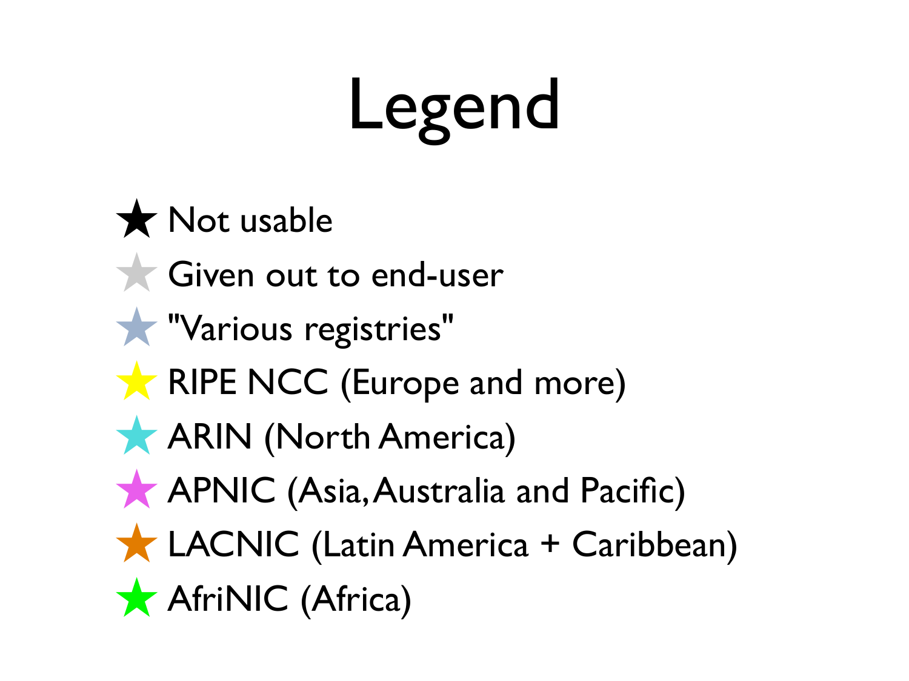# Legend

- ★ Not usable
- ★ Given out to end-user
- ★ "Various registries"
- ★ RIPE NCC (Europe and more)
- ★ ARIN (North America)
- ★ APNIC (Asia, Australia and Pacific)
- ★ LACNIC (Latin America + Caribbean)
- ★ AfriNIC (Africa)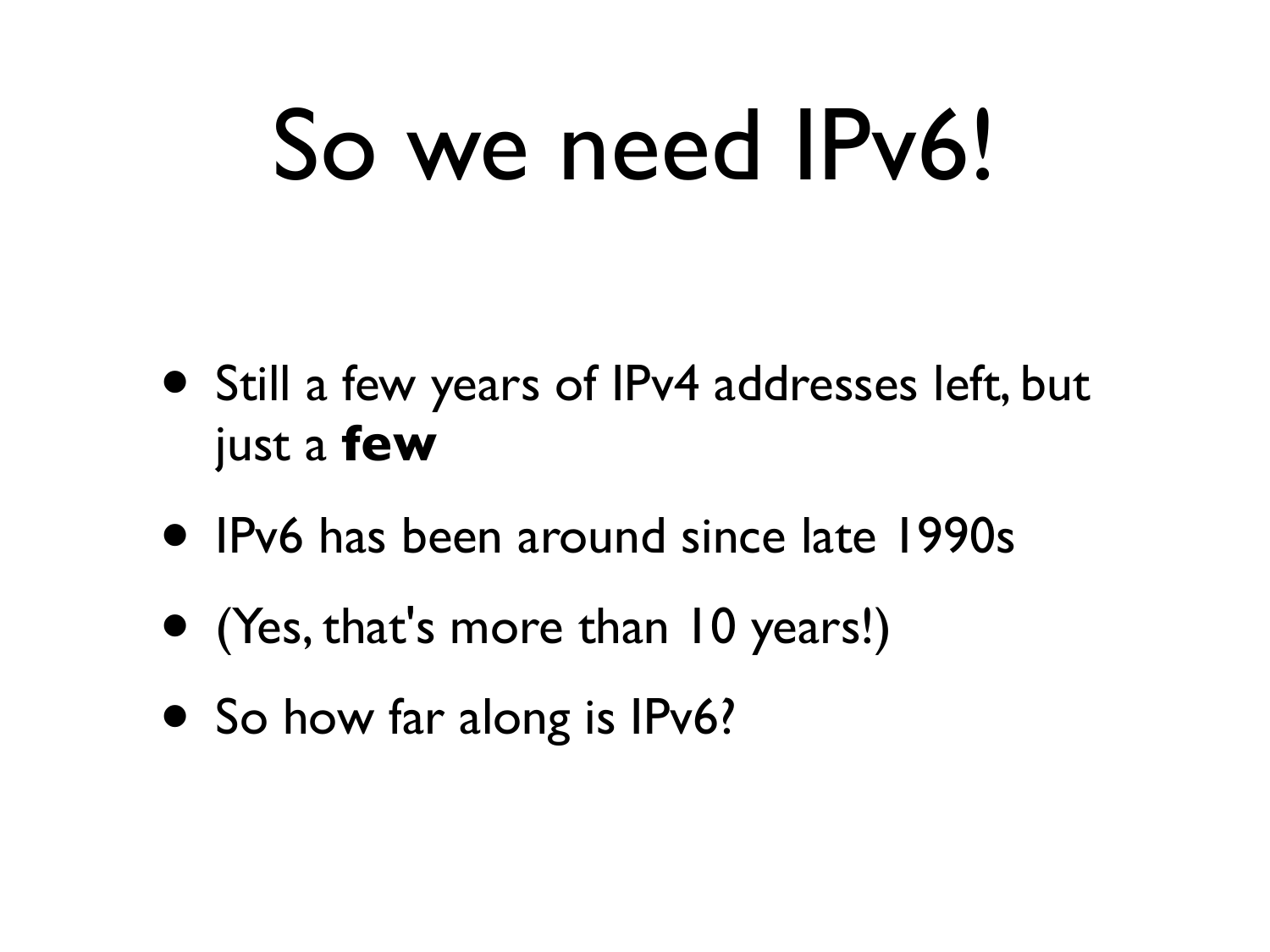# So we need IPv6!

- Still a few years of IPv4 addresses left, but just a **few**
- IPv6 has been around since late 1990s
- (Yes, that's more than 10 years!)
- So how far along is IPv6?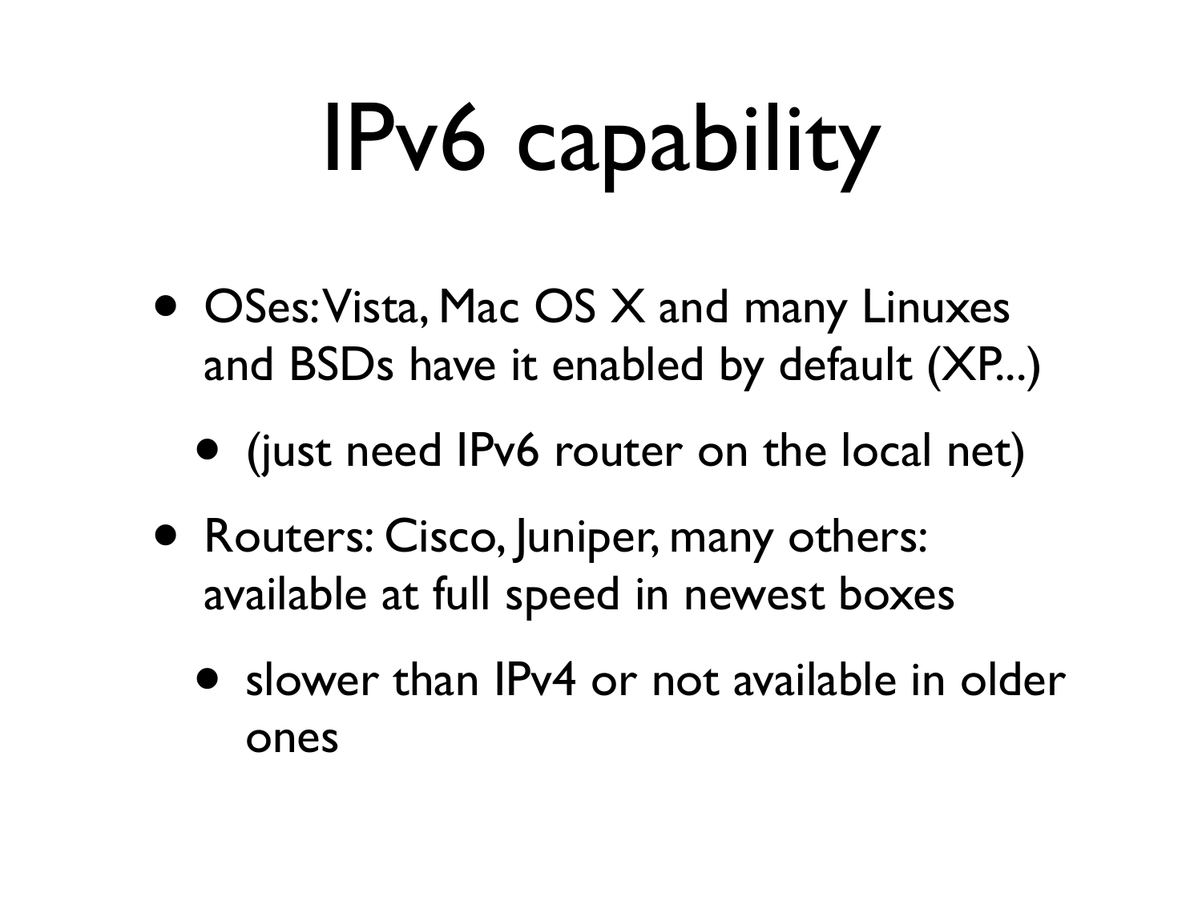# IPv6 capability

- OSes: Vista, Mac OS X and many Linuxes and BSDs have it enabled by default (XP...)
  - (just need IPv6 router on the local net)
- Routers: Cisco, Juniper, many others: available at full speed in newest boxes
  - slower than IPv4 or not available in older ones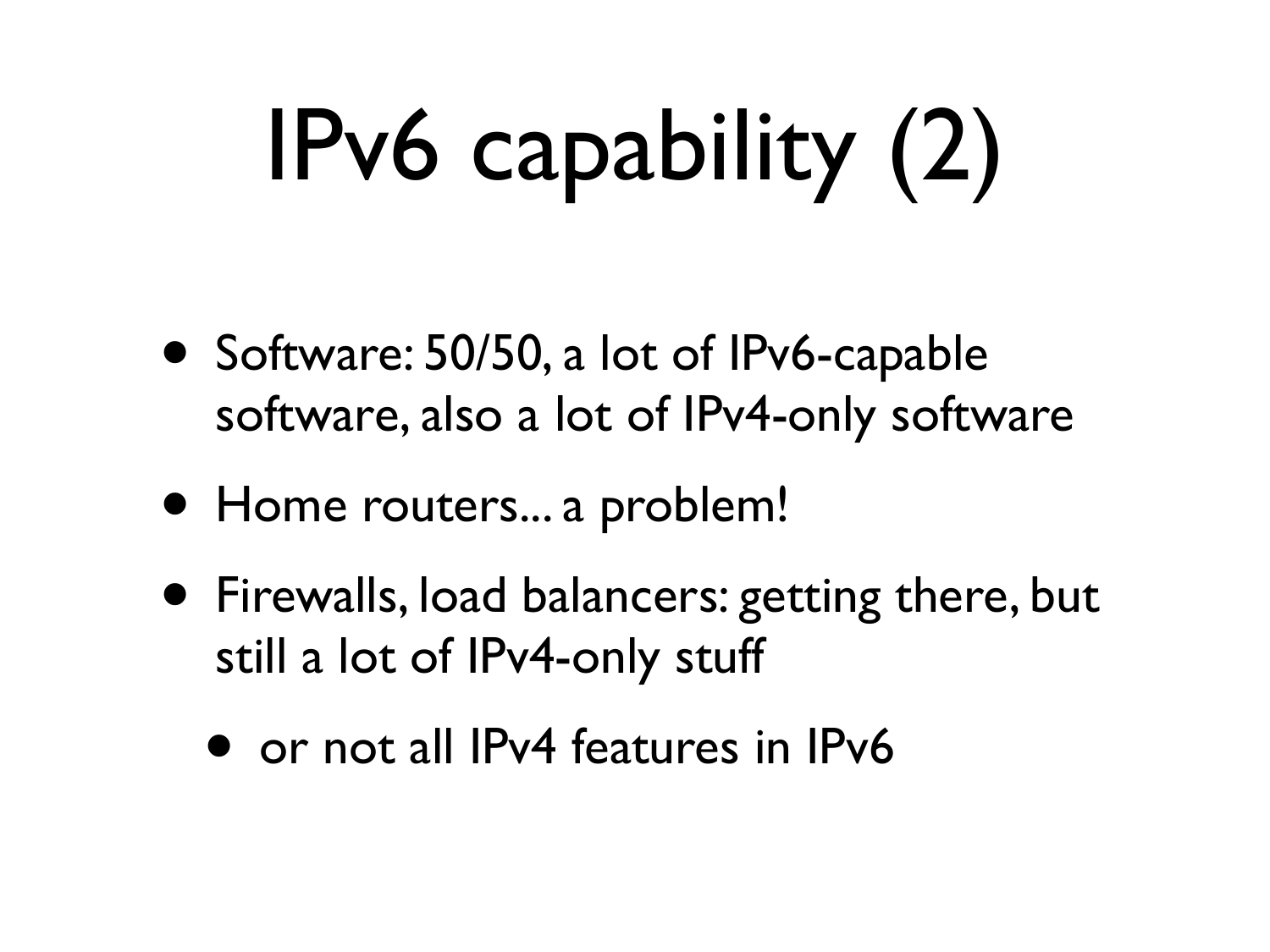# IPv6 capability (2)

- Software: 50/50, a lot of IPv6-capable software, also a lot of IPv4-only software
- Home routers... a problem!
- Firewalls, load balancers: getting there, but still a lot of IPv4-only stuff
  - or not all IPv4 features in IPv6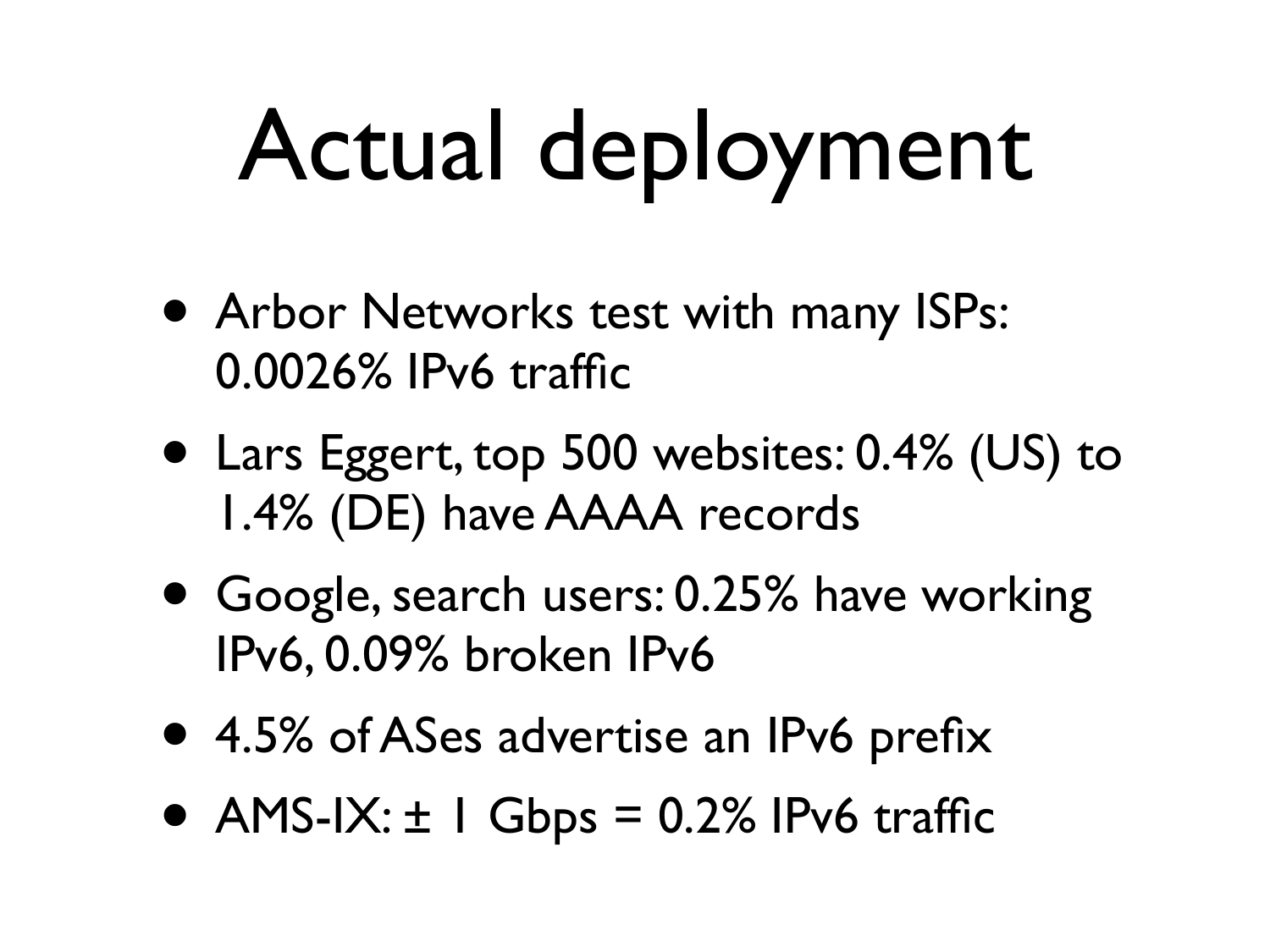# Actual deployment

- Arbor Networks test with many ISPs: 0.0026% IPv6 traffic
- Lars Eggert, top 500 websites: 0.4% (US) to 1.4% (DE) have AAAA records
- Google, search users: 0.25% have working IPv6, 0.09% broken IPv6
- 4.5% of ASes advertise an IPv6 prefix
- AMS-IX: ± 1 Gbps = 0.2% IPv6 traffic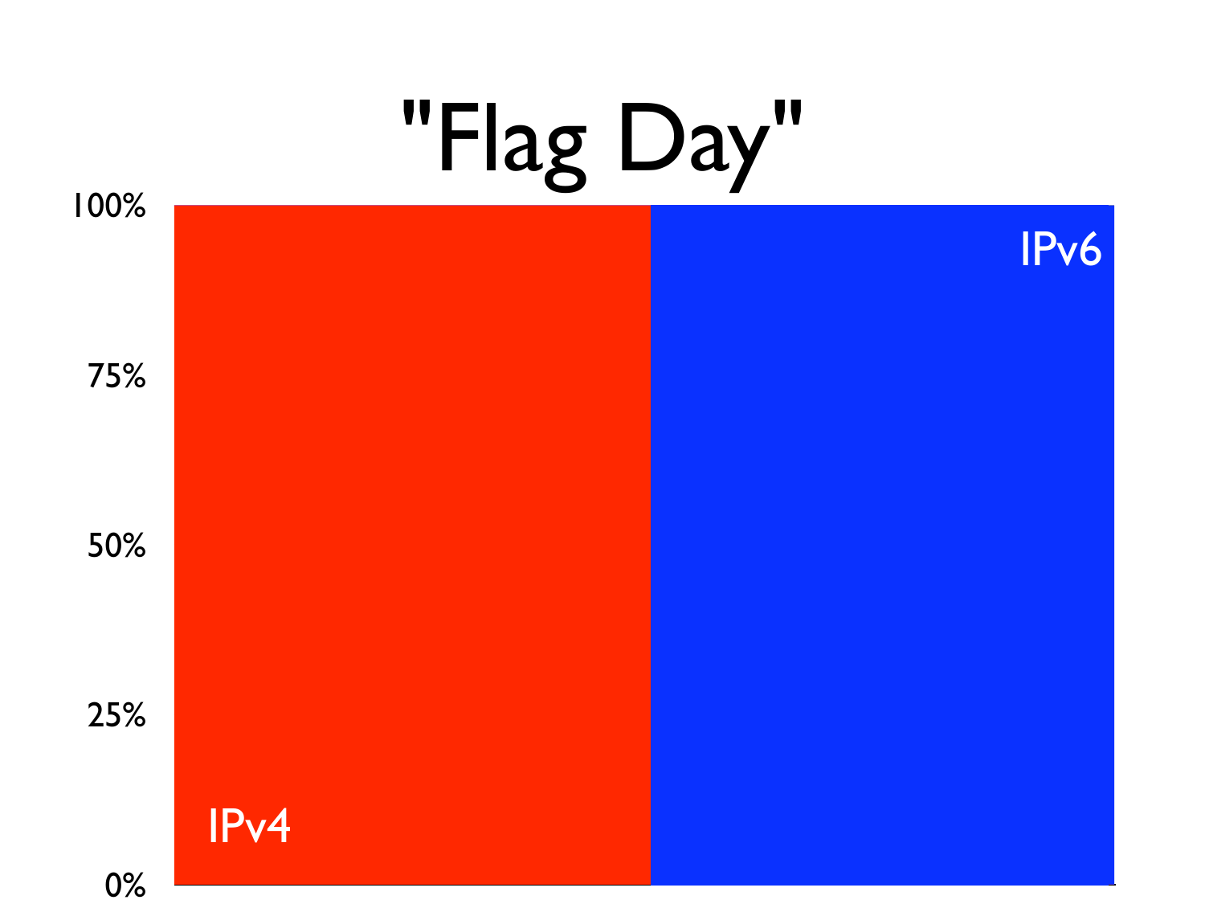# "Flag Day"

100%

75%

50%

25%

0%

IPv4

IPv6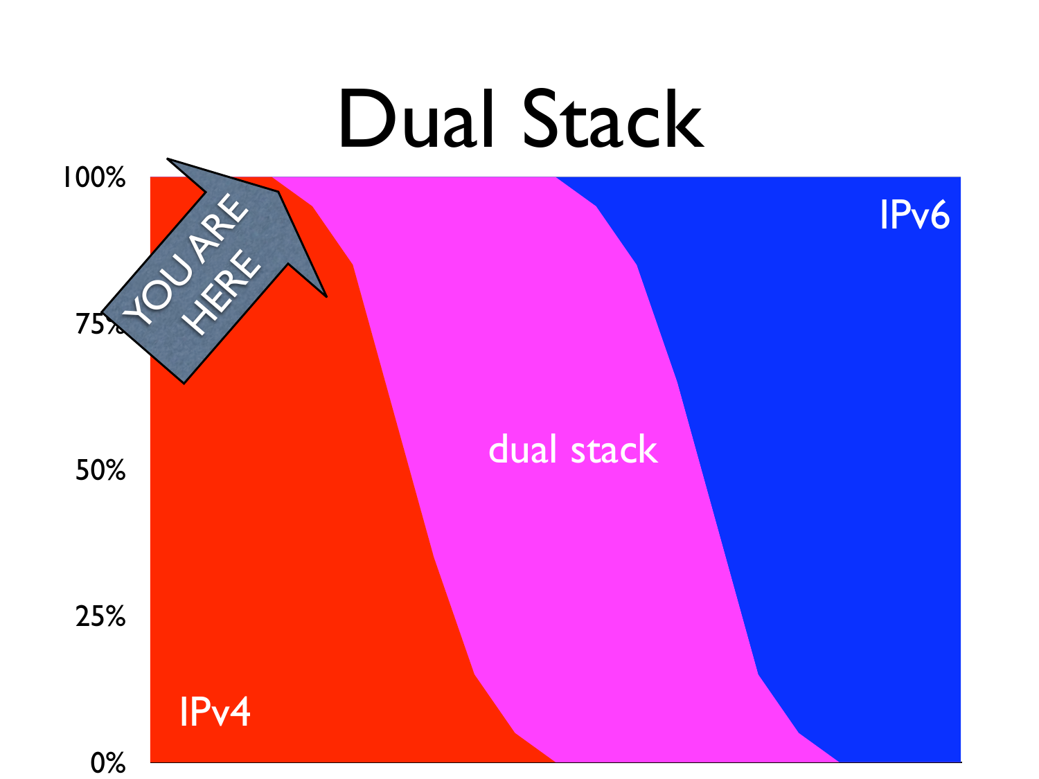# Dual Stack

100%

75%

50%

25%

0%

YOU ARE HERE

IPv4

dual stack

IPv6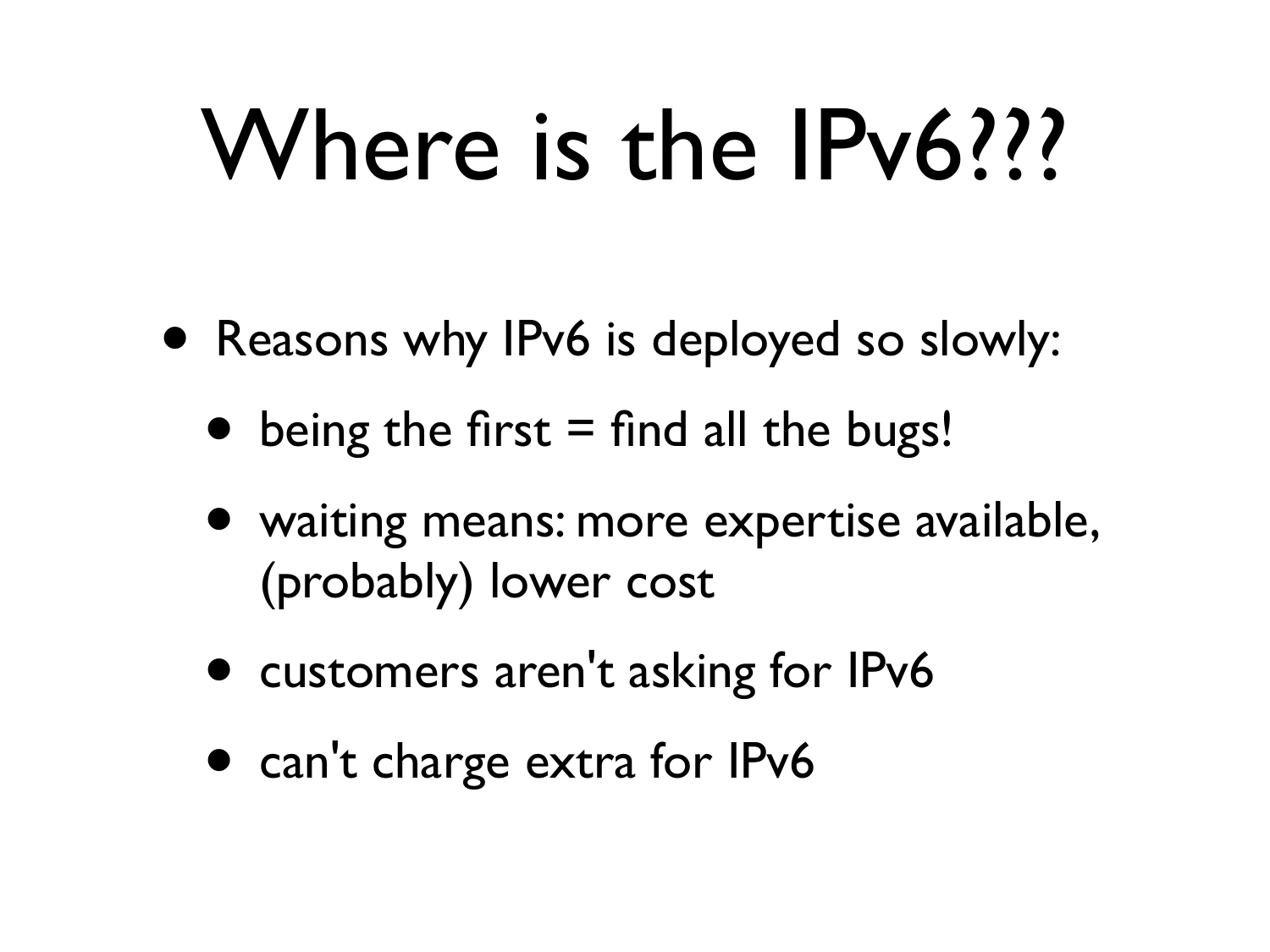# Where is the IPv6???

- Reasons why IPv6 is deployed so slowly:
  - being the first = find all the bugs!
  - waiting means: more expertise available, (probably) lower cost
  - customers aren't asking for IPv6
  - can't charge extra for IPv6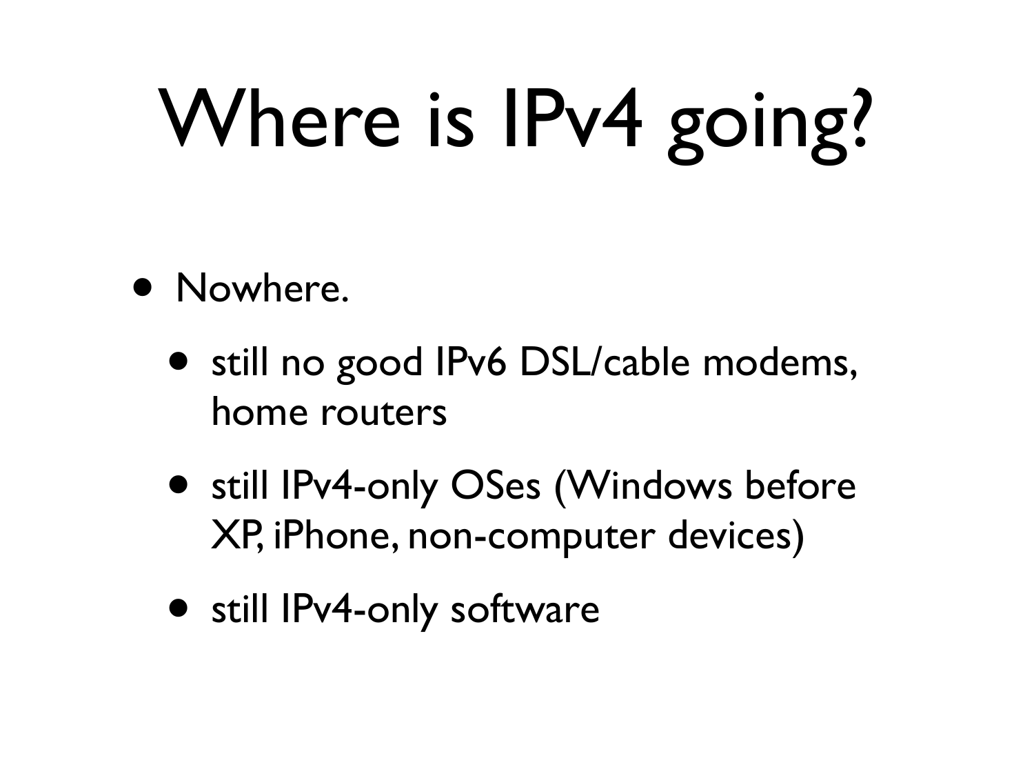# Where is IPv4 going?

- Nowhere.
  - still no good IPv6 DSL/cable modems, home routers
  - still IPv4-only OSes (Windows before XP, iPhone, non-computer devices)
  - still IPv4-only software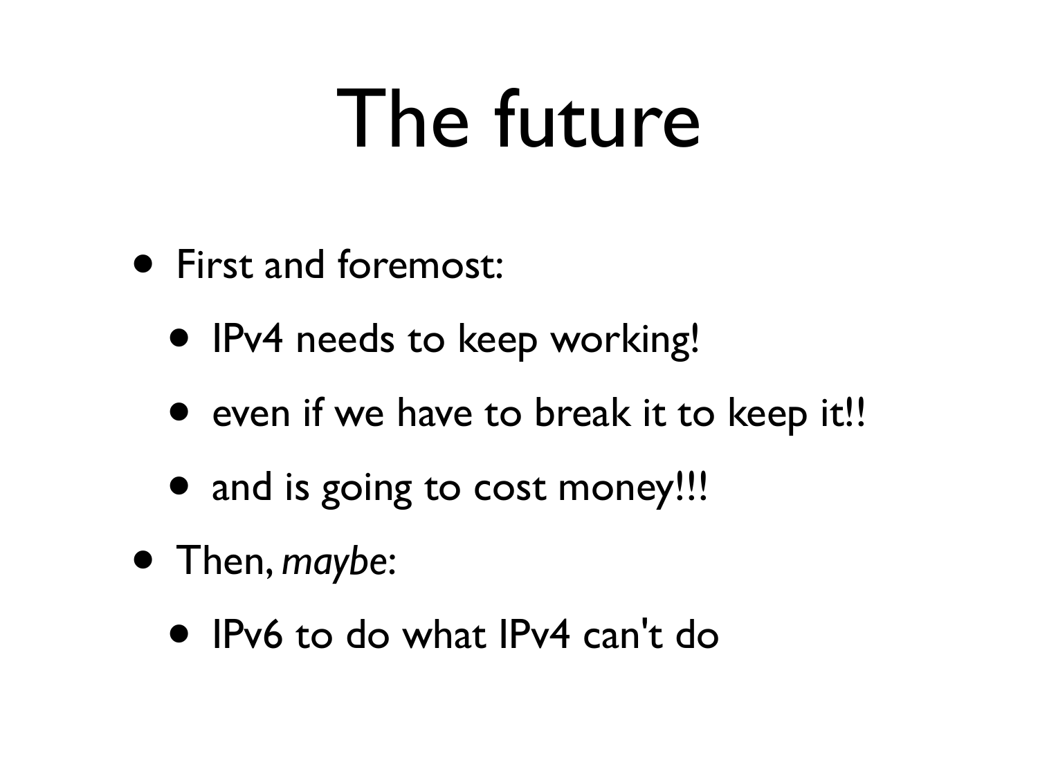# The future

- First and foremost:
  - IPv4 needs to keep working!
  - even if we have to break it to keep it!!
  - and is going to cost money!!!
- Then, *maybe*:
  - IPv6 to do what IPv4 can't do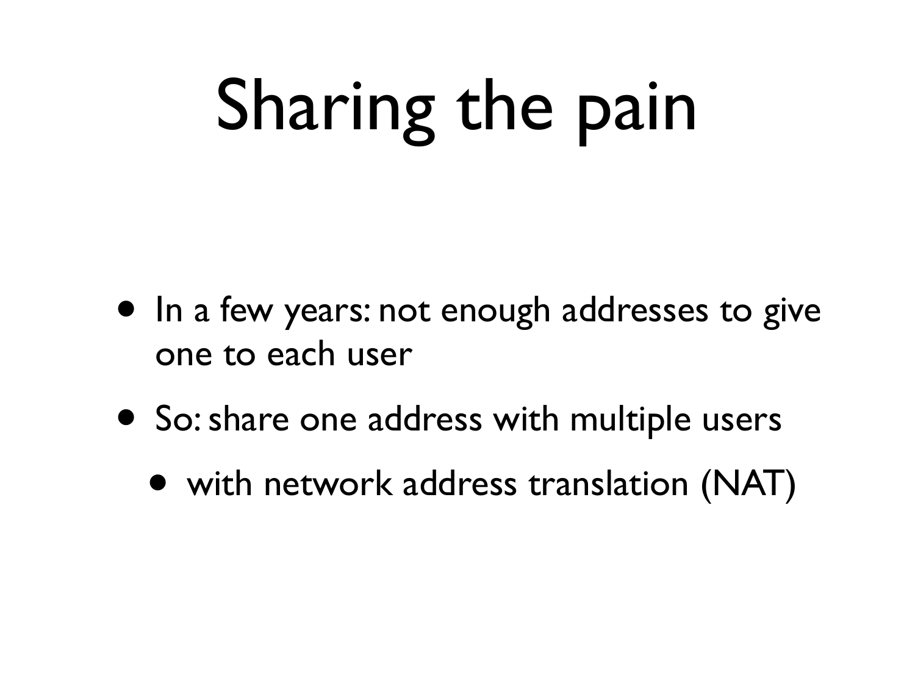# Sharing the pain

- In a few years: not enough addresses to give one to each user
- So: share one address with multiple users
  - with network address translation (NAT)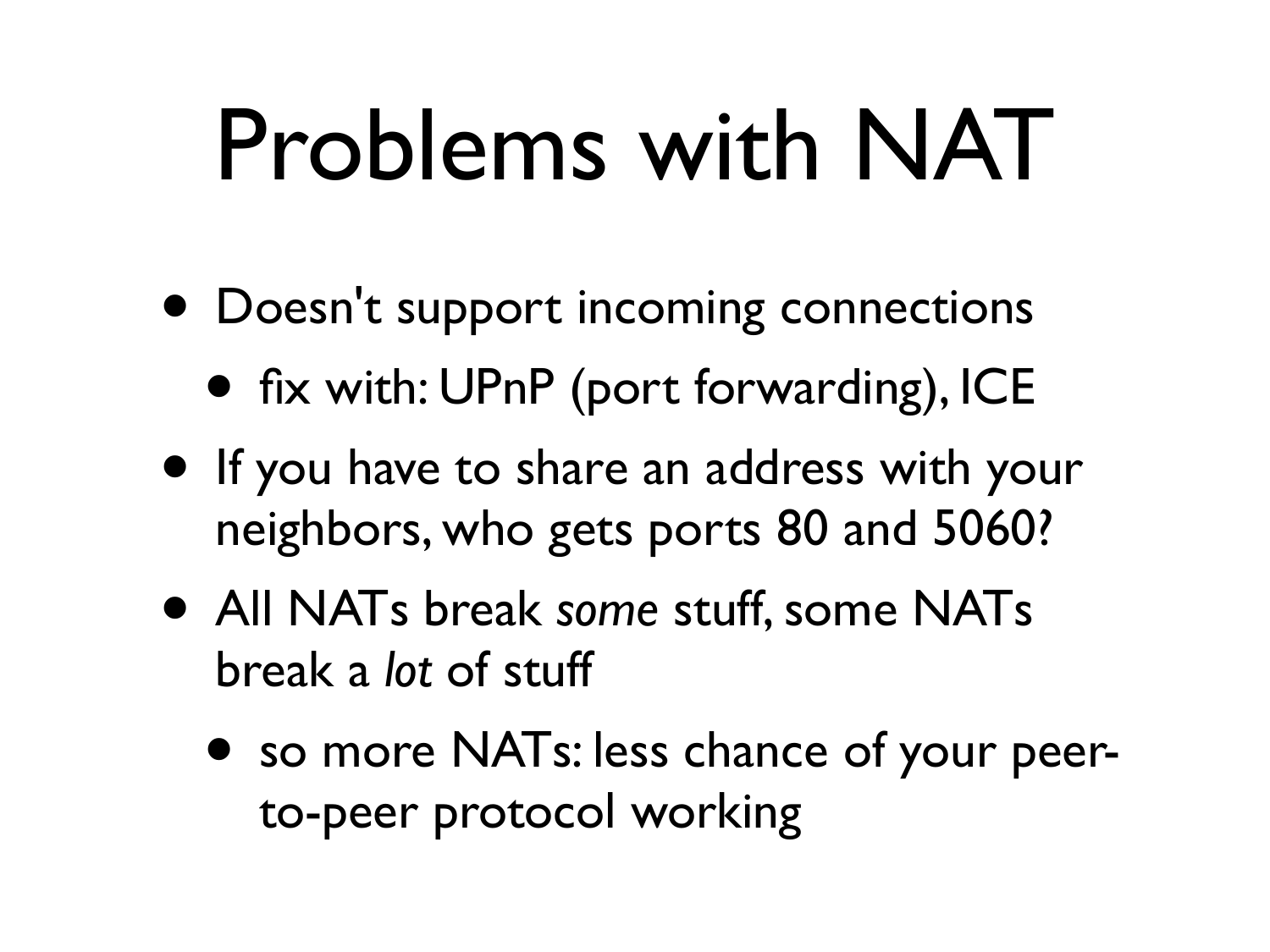# Problems with NAT

- Doesn't support incoming connections
  - fix with: UPnP (port forwarding), ICE
- If you have to share an address with your neighbors, who gets ports 80 and 5060?
- All NATs break *some* stuff, some NATs break a *lot* of stuff
  - so more NATs: less chance of your peer-to-peer protocol working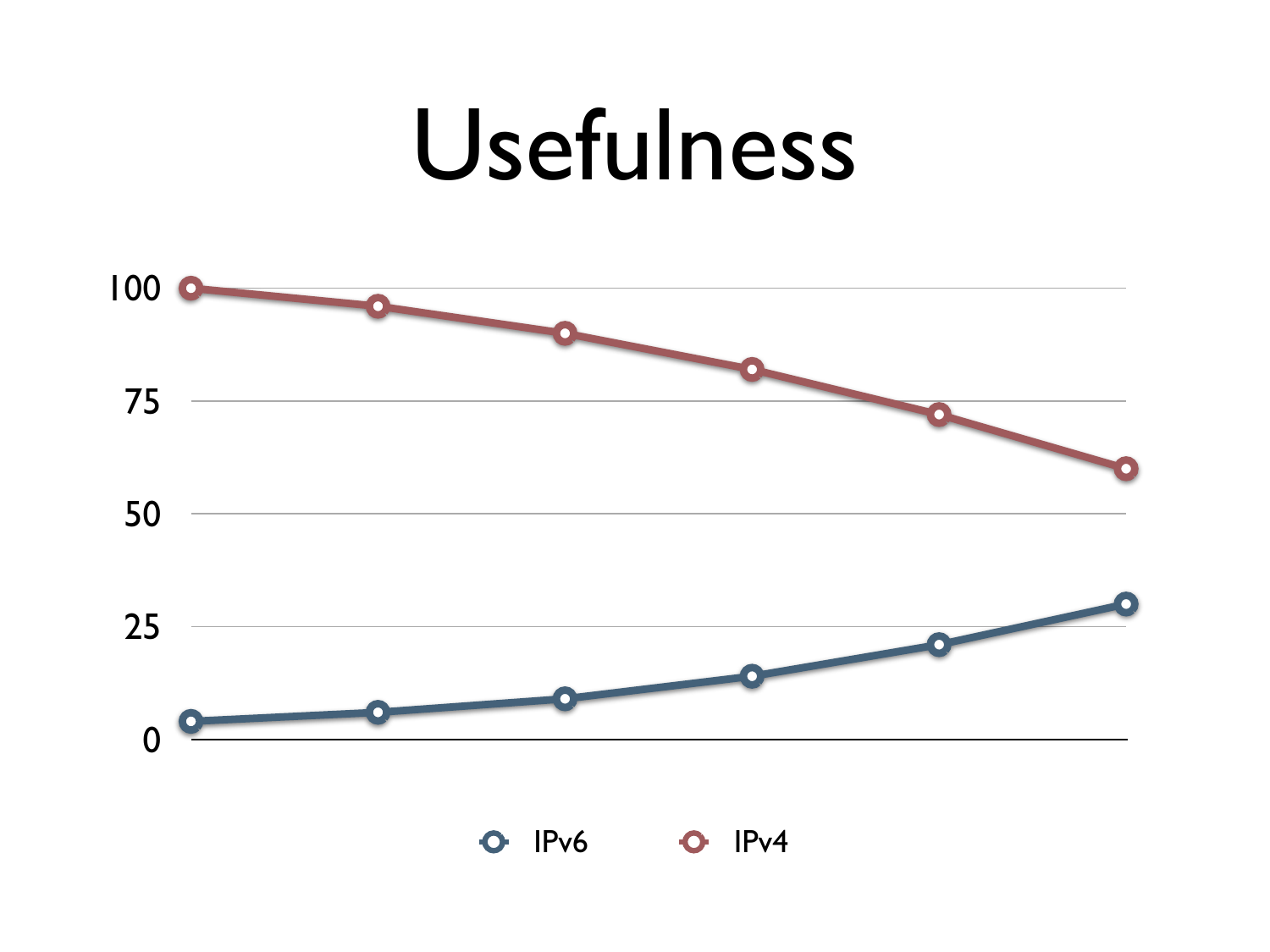# Usefulness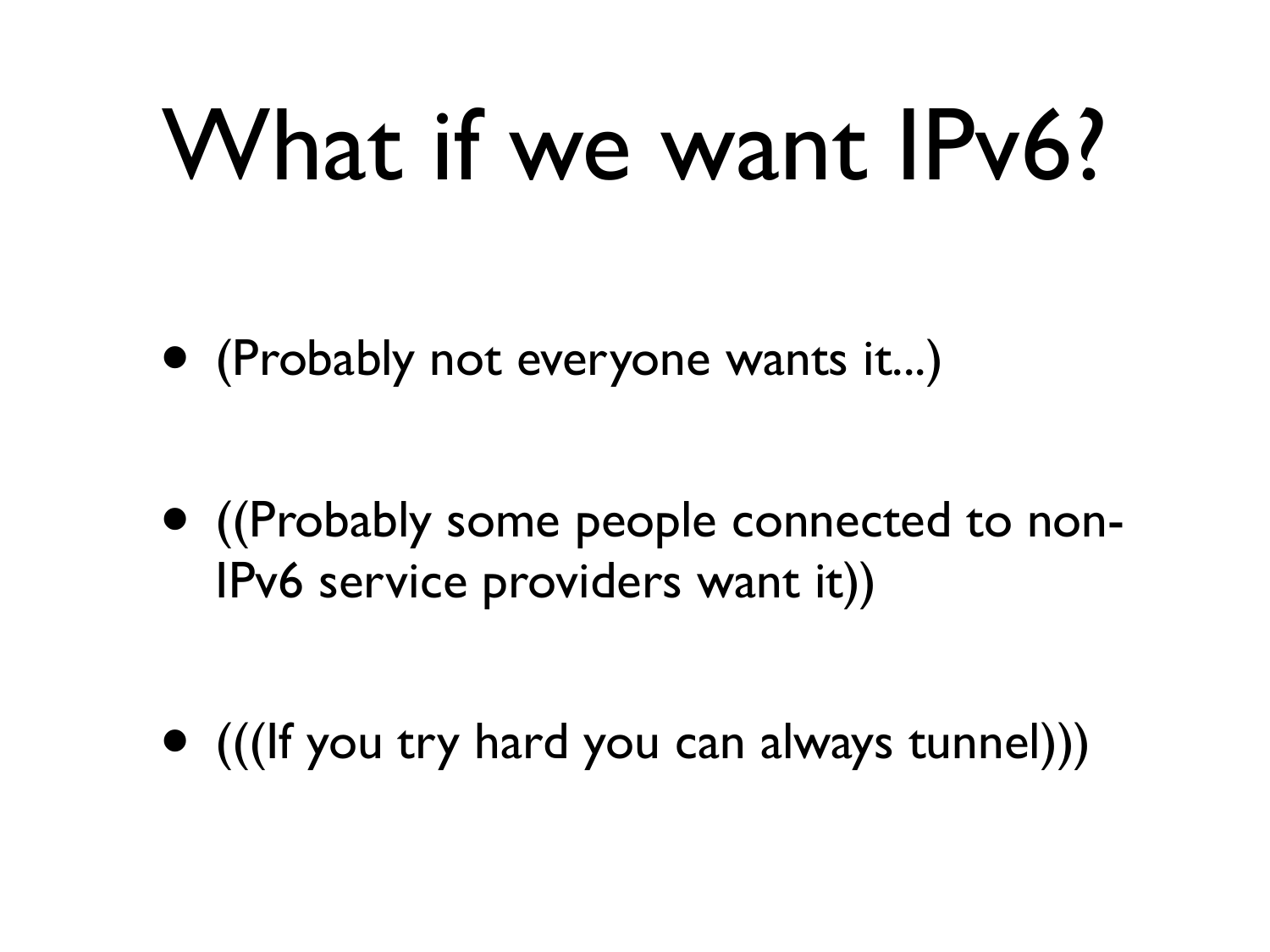# What if we want IPv6?

- (Probably not everyone wants it...)
- ((Probably some people connected to non-IPv6 service providers want it))
- (((If you try hard you can always tunnel)))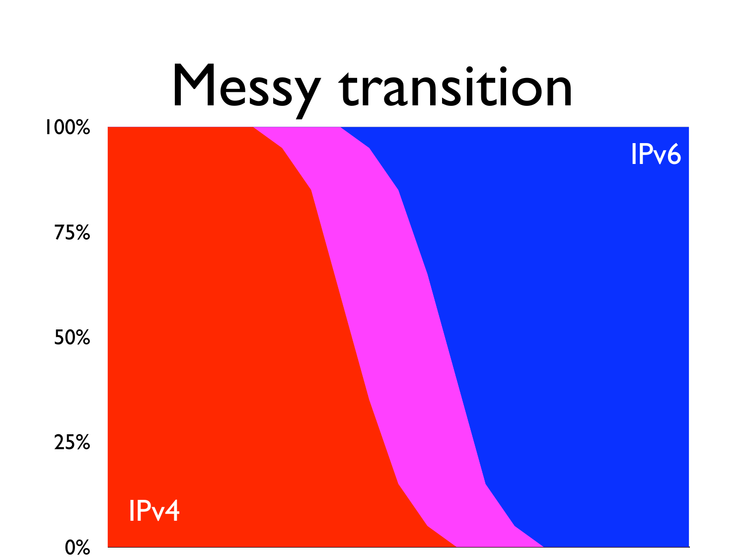# Messy transition

100%

75%

50%

25%

0%

IPv4

IPv6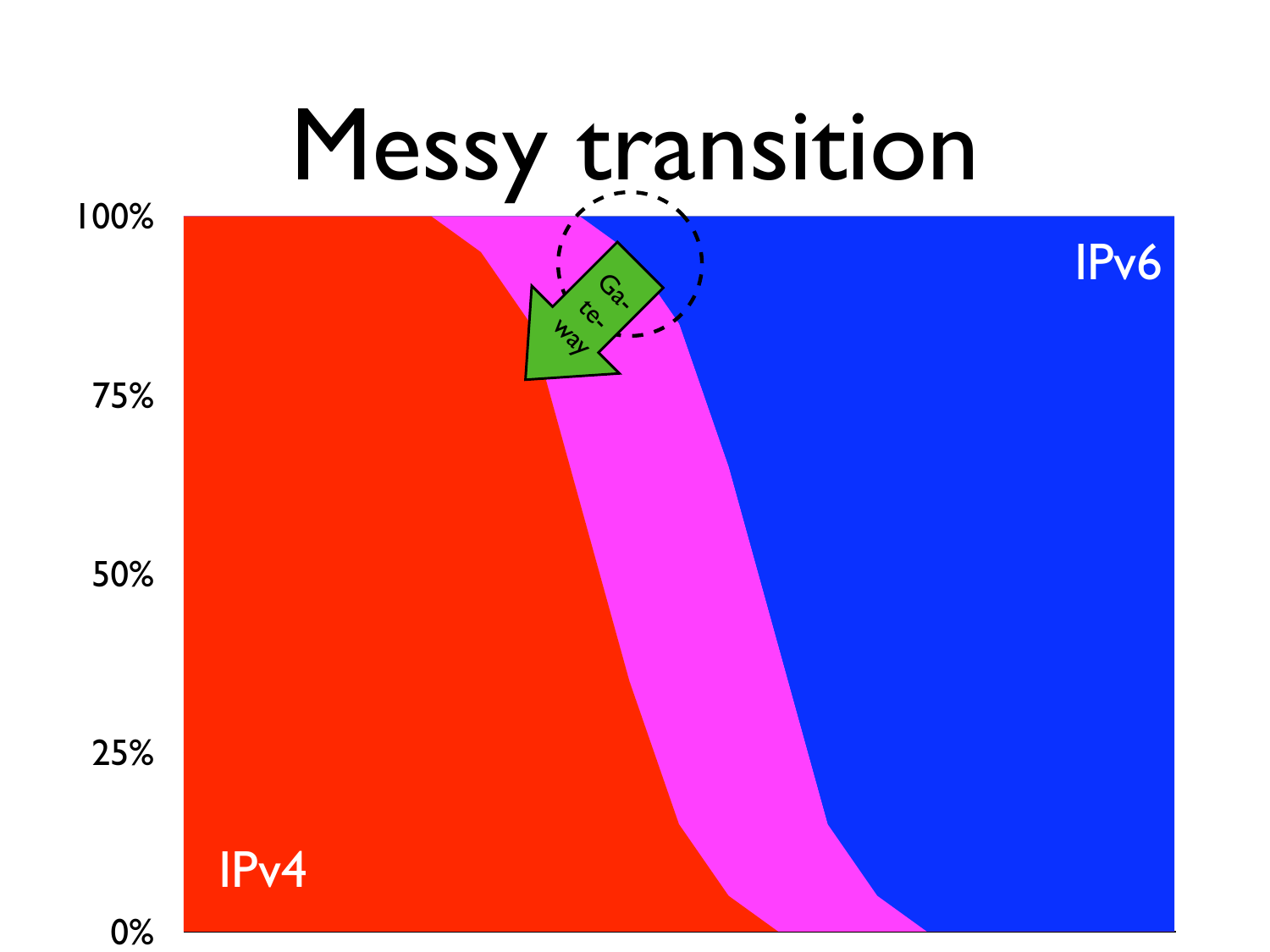# Messy transition

100%

75%

50%

25%

0%

IPv4

IPv6

Ga-
te-
way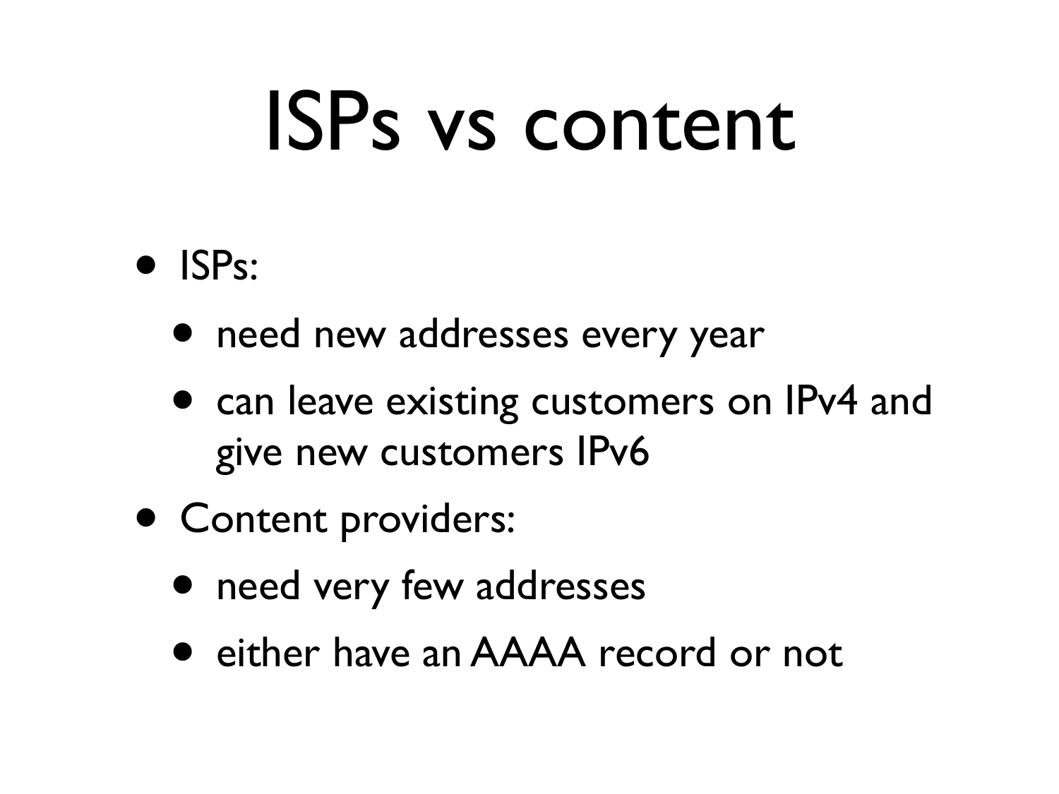# ISPs vs content

- ISPs:
  - need new addresses every year
  - can leave existing customers on IPv4 and give new customers IPv6
- Content providers:
  - need very few addresses
  - either have an AAAA record or not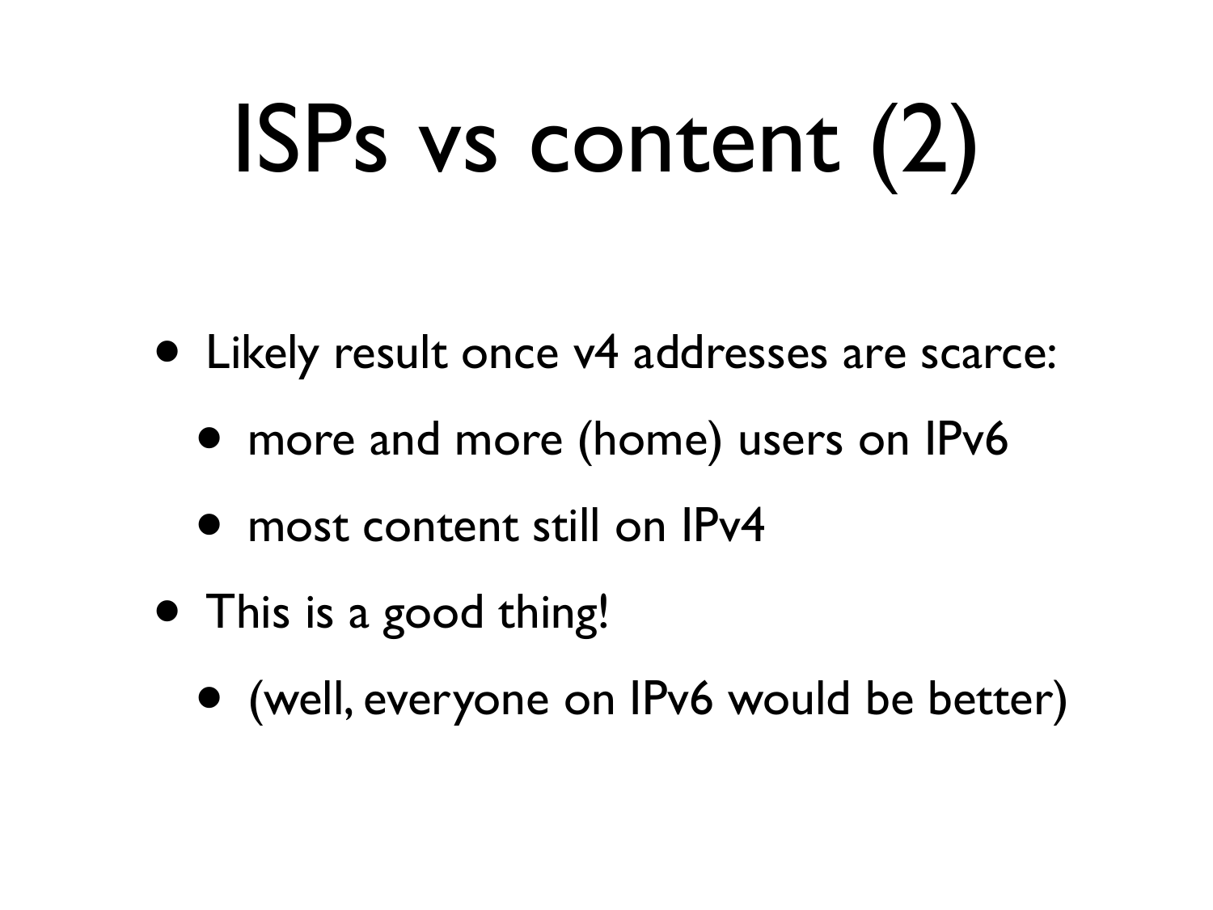# ISPs vs content (2)

- Likely result once v4 addresses are scarce:
  - more and more (home) users on IPv6
  - most content still on IPv4
- This is a good thing!
  - (well, everyone on IPv6 would be better)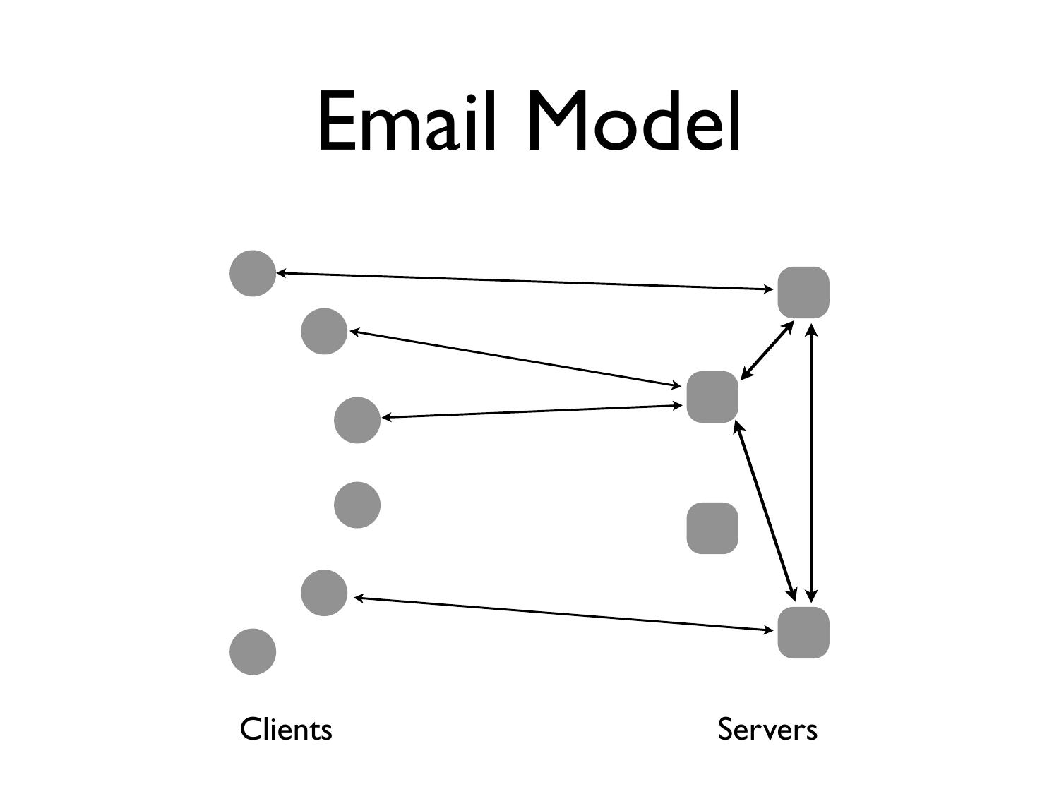# Email Model

Clients

Servers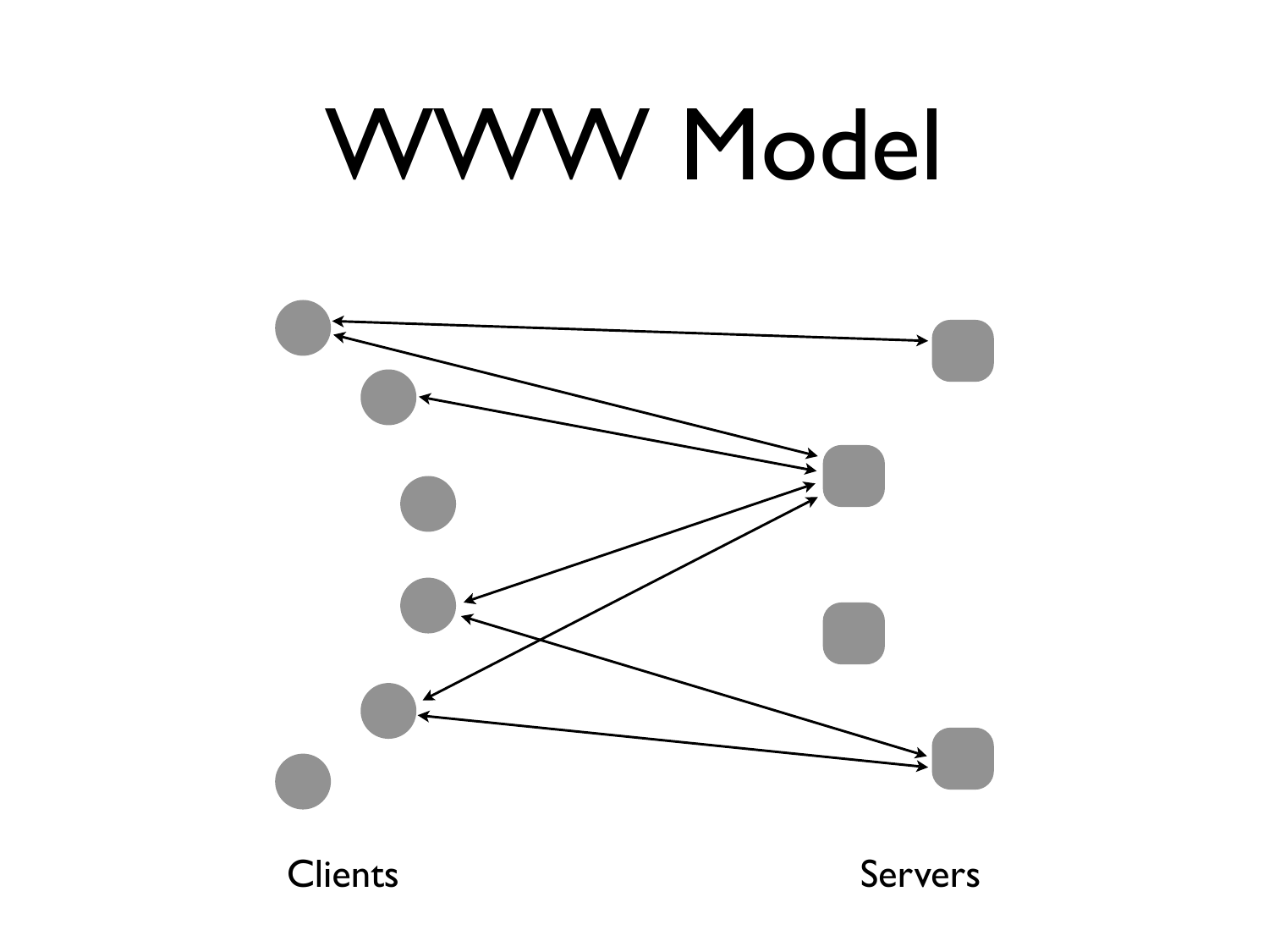# WWW Model

Clients

Servers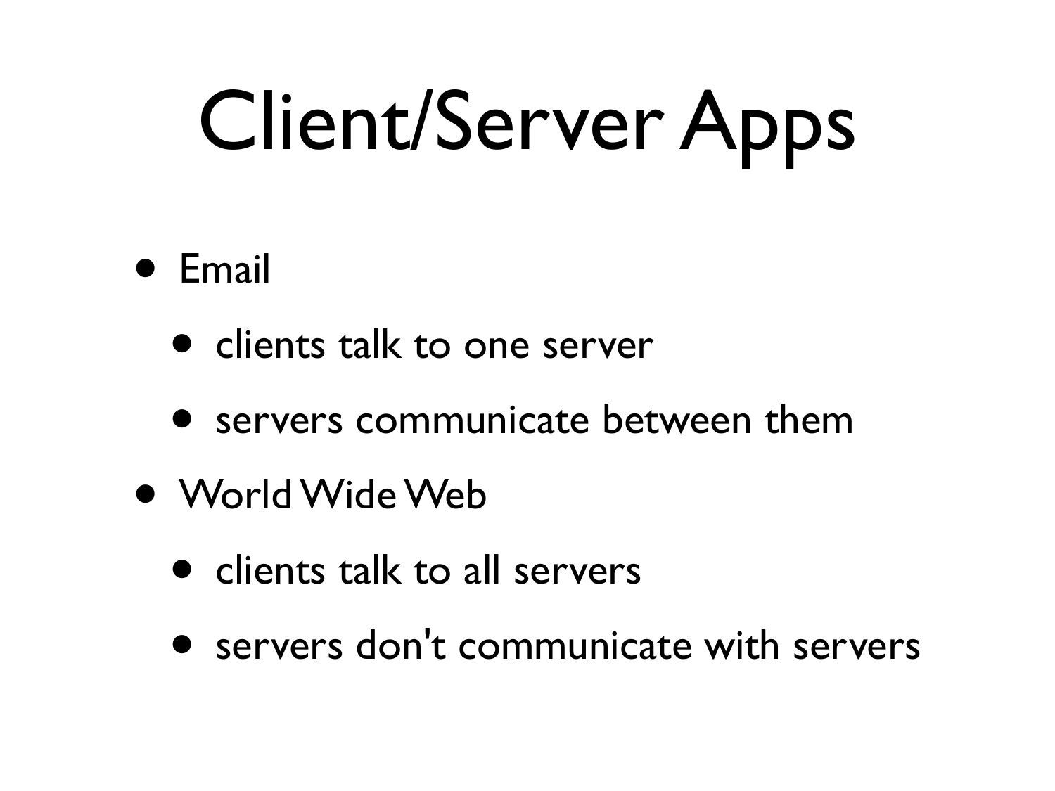# Client/Server Apps

- Email
  - clients talk to one server
  - servers communicate between them
- World Wide Web
  - clients talk to all servers
  - servers don't communicate with servers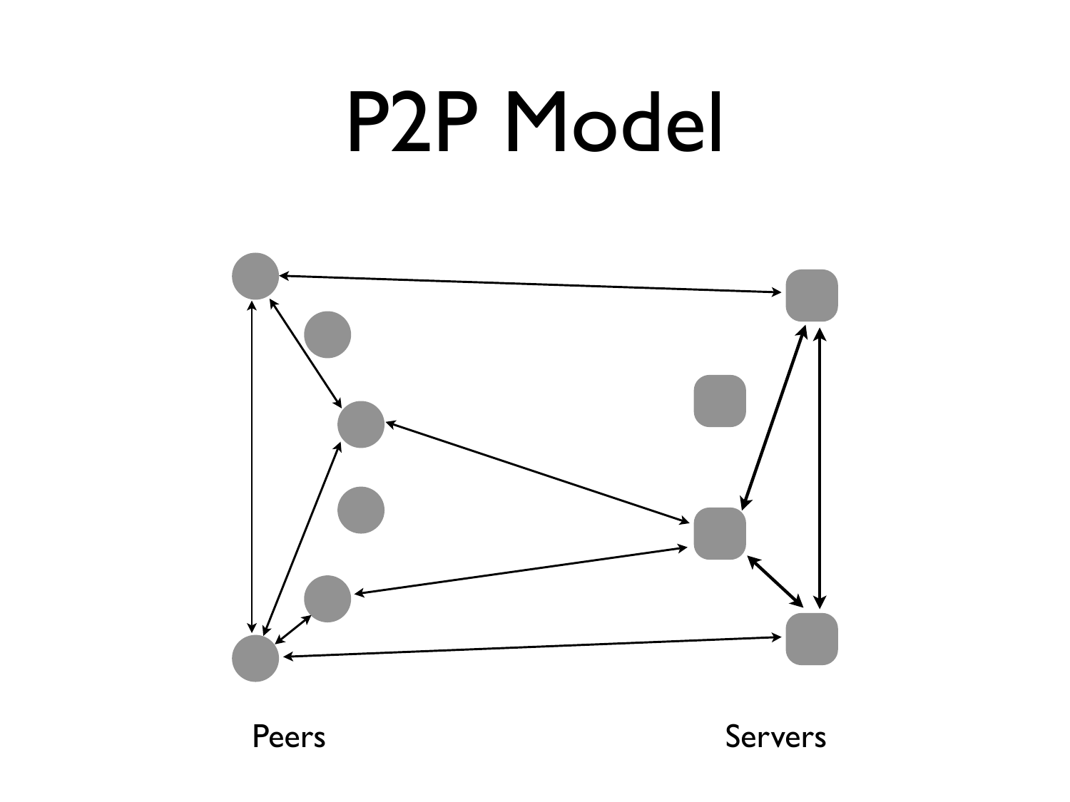# P2P Model

Peers

Servers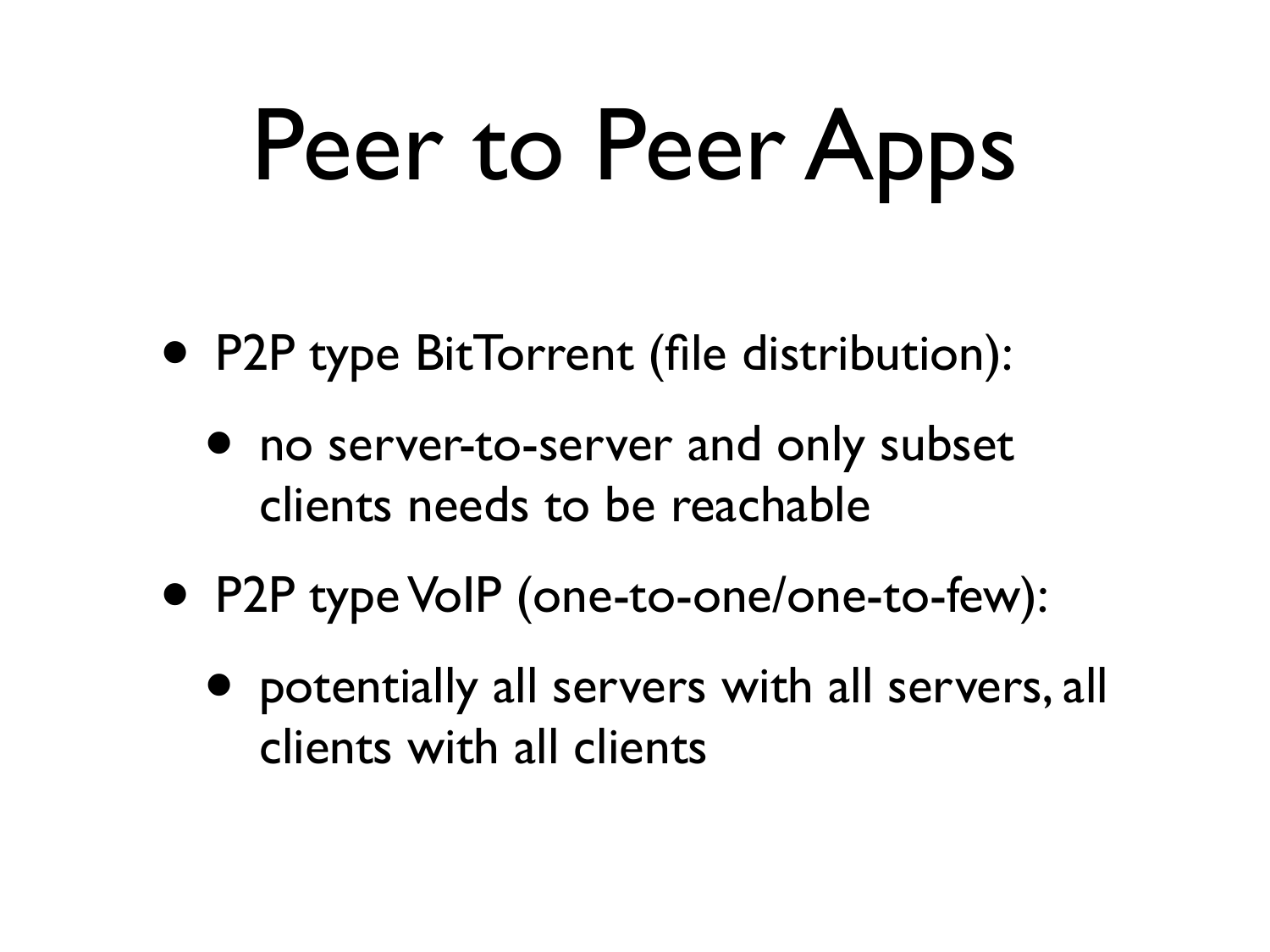# Peer to Peer Apps

- P2P type BitTorrent (file distribution):
  - no server-to-server and only subset clients needs to be reachable
- P2P type VoIP (one-to-one/one-to-few):
  - potentially all servers with all servers, all clients with all clients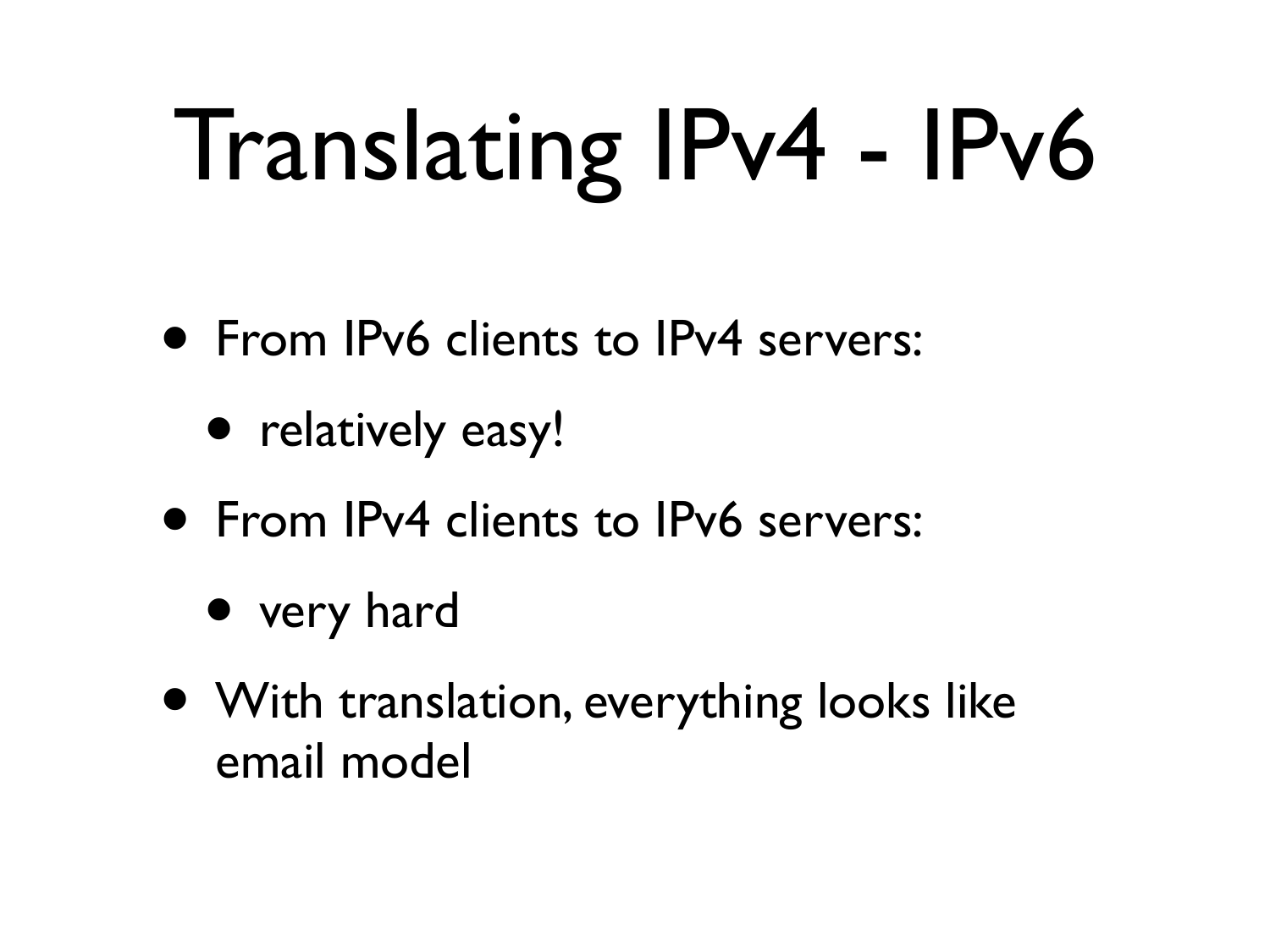# Translating IPv4 - IPv6

- From IPv6 clients to IPv4 servers:
  - relatively easy!
- From IPv4 clients to IPv6 servers:
  - very hard
- With translation, everything looks like email model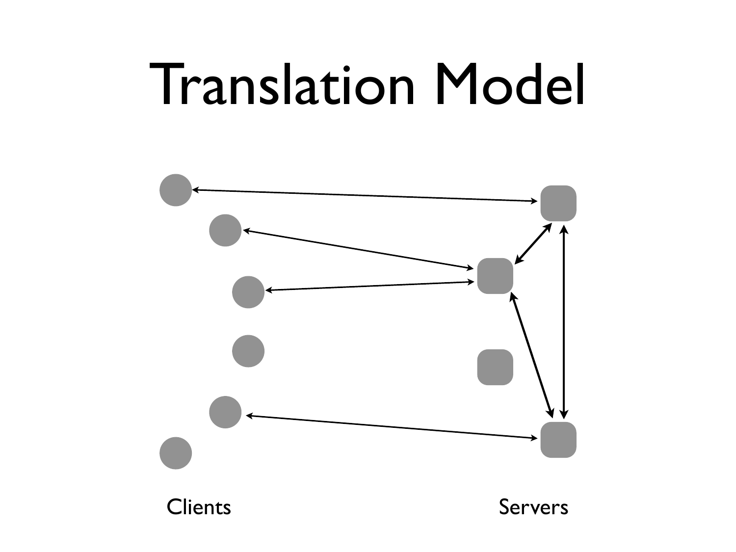# Translation Model

Clients

Servers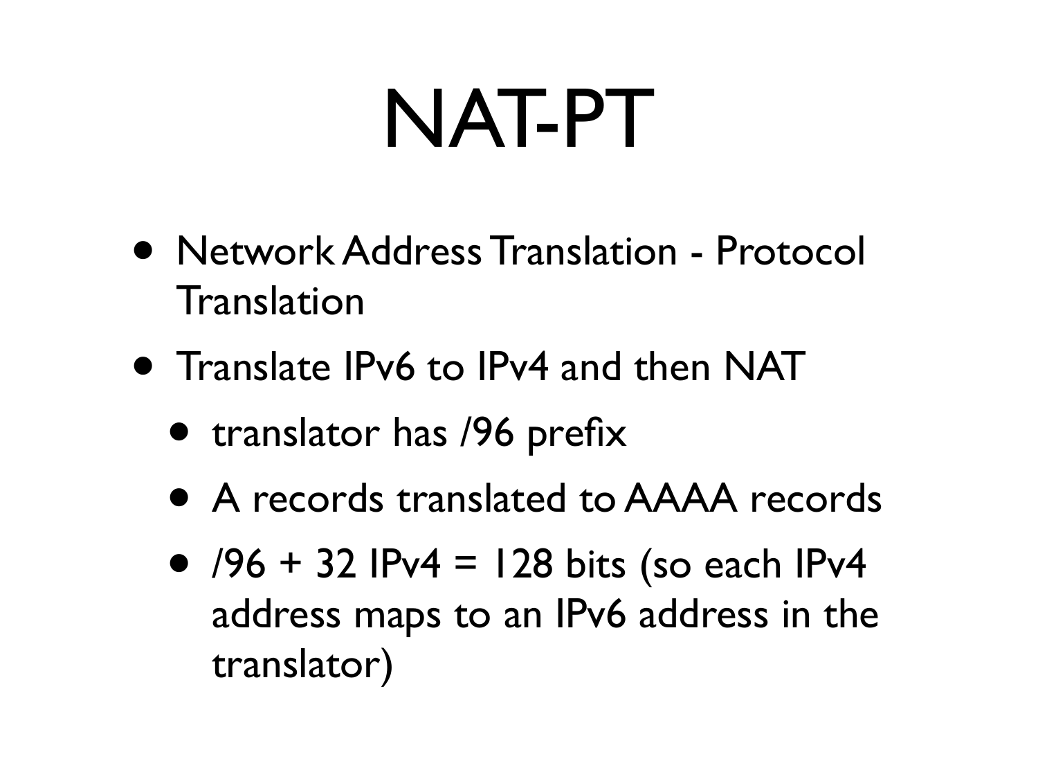# NAT-PT

- Network Address Translation - Protocol Translation
- Translate IPv6 to IPv4 and then NAT
  - translator has /96 prefix
  - A records translated to AAAA records
  - /96 + 32 IPv4 = 128 bits (so each IPv4 address maps to an IPv6 address in the translator)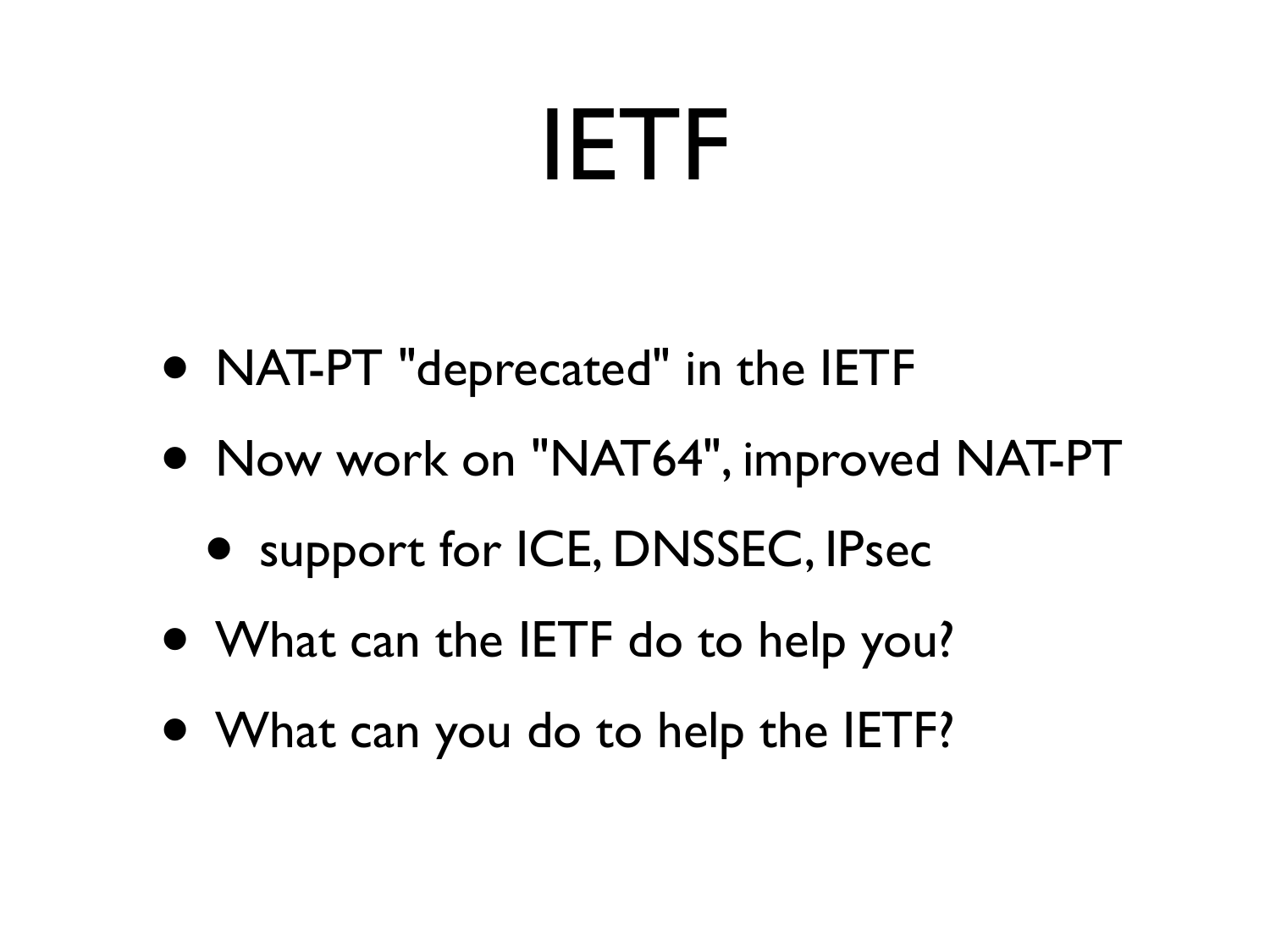# IETF

- NAT-PT "deprecated" in the IETF
- Now work on "NAT64", improved NAT-PT
  - support for ICE, DNSSEC, IPsec
- What can the IETF do to help you?
- What can you do to help the IETF?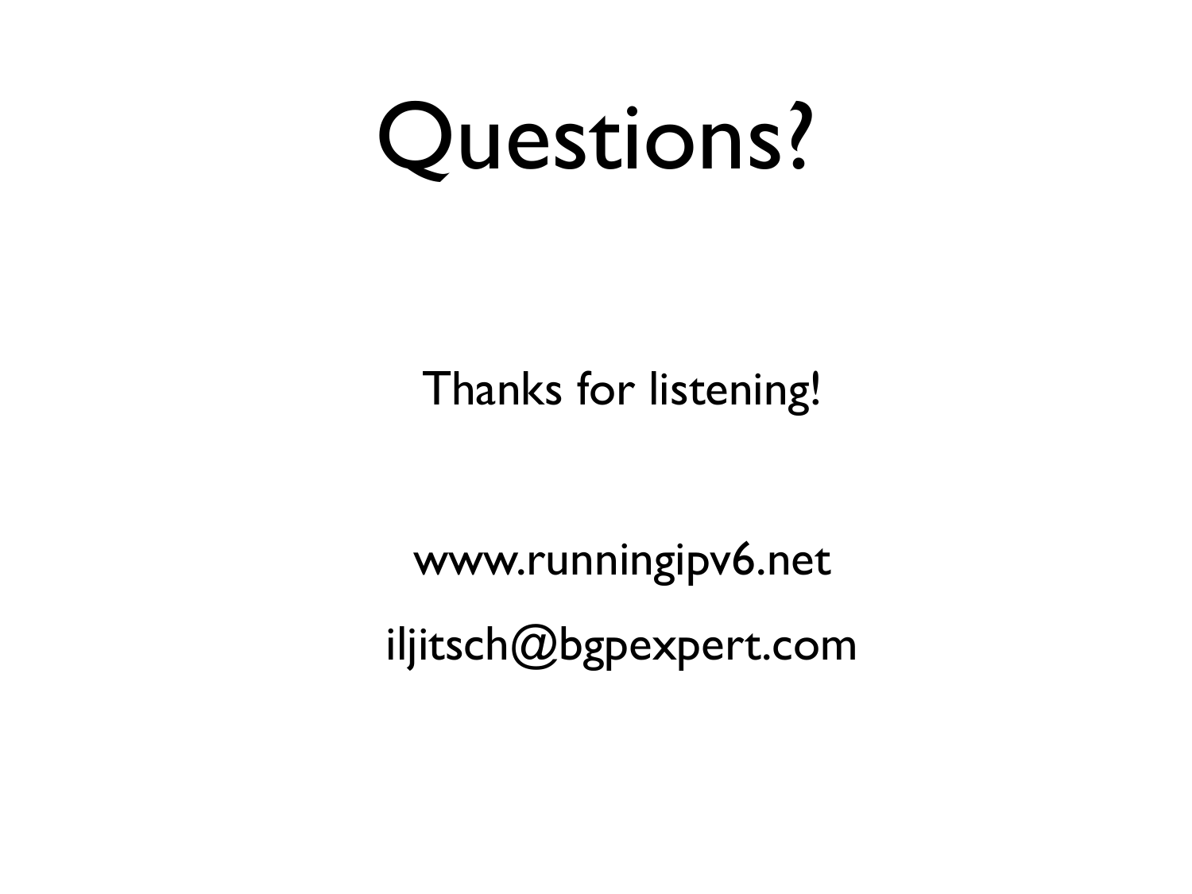# Questions?

Thanks for listening!

www.runningipv6.net

iljitsch@bgpexpert.com